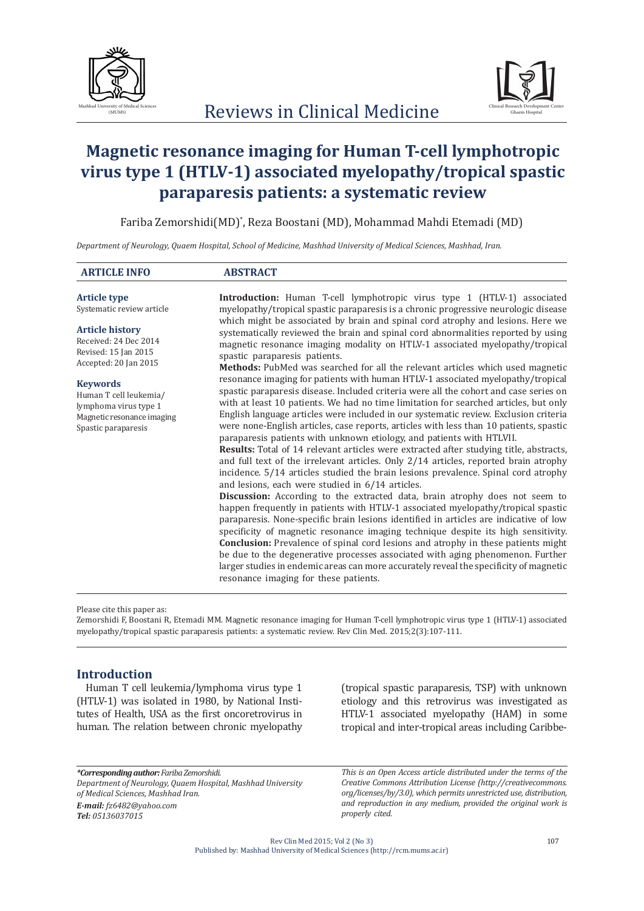# Magnetic resonance imaging for Human T-cell lymphotropic virus type 1 (HTLV-1) associated myelopathy/tropical spastic paraparesis patients: a systematic review

Fariba Zemorshidi(MD)*, Reza Boostani (MD), Mohammad Mahdi Etemadi (MD)

*Department of Neurology, Quaem Hospital, School of Medicine, Mashhad University of Medical Sciences, Mashhad, Iran.*

## ARTICLE INFO

**Article type**
Systematic review article

**Article history**
Received: 24 Dec 2014
Revised: 15 Jan 2015
Accepted: 20 Jan 2015

**Keywords**
Human T cell leukemia/ lymphoma virus type 1
Magnetic resonance imaging
Spastic paraparesis

## ABSTRACT

**Introduction:** Human T-cell lymphotropic virus type 1 (HTLV-1) associated myelopathy/tropical spastic paraparesis is a chronic progressive neurologic disease which might be associated by brain and spinal cord atrophy and lesions. Here we systematically reviewed the brain and spinal cord abnormalities reported by using magnetic resonance imaging modality on HTLV-1 associated myelopathy/tropical spastic paraparesis patients.

**Methods:** PubMed was searched for all the relevant articles which used magnetic resonance imaging for patients with human HTLV-1 associated myelopathy/tropical spastic paraparesis disease. Included criteria were all the cohort and case series on with at least 10 patients. We had no time limitation for searched articles, but only English language articles were included in our systematic review. Exclusion criteria were none-English articles, case reports, articles with less than 10 patients, spastic paraparesis patients with unknown etiology, and patients with HTLVII.

**Results:** Total of 14 relevant articles were extracted after studying title, abstracts, and full text of the irrelevant articles. Only 2/14 articles, reported brain atrophy incidence. 5/14 articles studied the brain lesions prevalence. Spinal cord atrophy and lesions, each were studied in 6/14 articles.

**Discussion:** According to the extracted data, brain atrophy does not seem to happen frequently in patients with HTLV-1 associated myelopathy/tropical spastic paraparesis. None-specific brain lesions identified in articles are indicative of low specificity of magnetic resonance imaging technique despite its high sensitivity.

**Conclusion:** Prevalence of spinal cord lesions and atrophy in these patients might be due to the degenerative processes associated with aging phenomenon. Further larger studies in endemic areas can more accurately reveal the specificity of magnetic resonance imaging for these patients.

Please cite this paper as:
Zemorshidi F, Boostani R, Etemadi MM. Magnetic resonance imaging for Human T-cell lymphotropic virus type 1 (HTLV-1) associated myelopathy/tropical spastic paraparesis patients: a systematic review. Rev Clin Med. 2015;2(3):107-111.

## Introduction

Human T cell leukemia/lymphoma virus type 1 (HTLV-1) was isolated in 1980, by National Institutes of Health, USA as the first oncoretrovirus in human. The relation between chronic myelopathy (tropical spastic paraparesis, TSP) with unknown etiology and this retrovirus was investigated as HTLV-1 associated myelopathy (HAM) in some tropical and inter-tropical areas including Caribbe-

*\*Corresponding author: Fariba Zemorshidi.*
*Department of Neurology, Quaem Hospital, Mashhad University of Medical Sciences, Mashhad Iran.*
***E-mail:** fz6482@yahoo.com*
***Tel:** 05136037015*

*This is an Open Access article distributed under the terms of the Creative Commons Attribution License (http://creativecommons.org/licenses/by/3.0), which permits unrestricted use, distribution, and reproduction in any medium, provided the original work is properly cited.*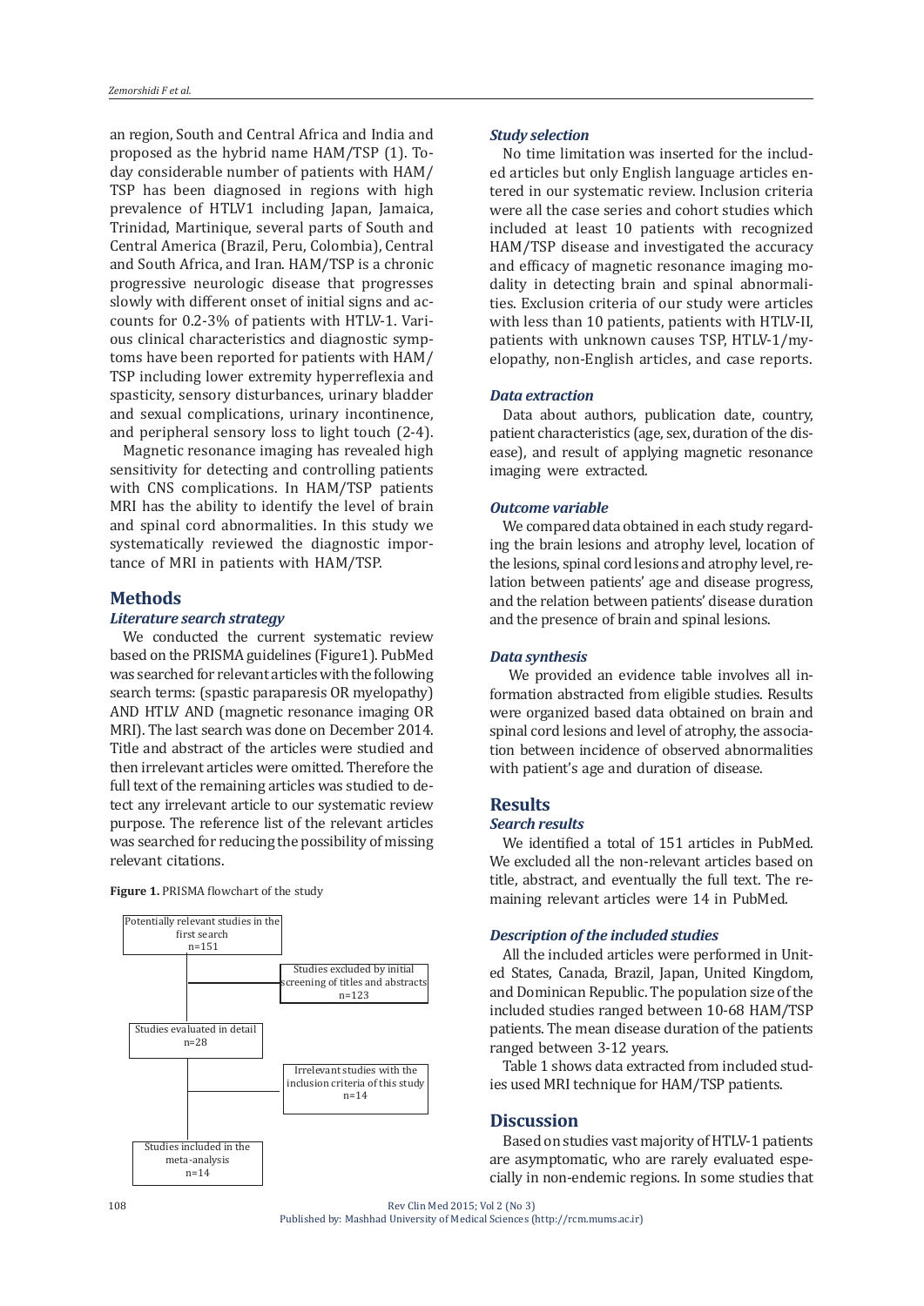an region, South and Central Africa and India and proposed as the hybrid name HAM/TSP (1). Today considerable number of patients with HAM/TSP has been diagnosed in regions with high prevalence of HTLV1 including Japan, Jamaica, Trinidad, Martinique, several parts of South and Central America (Brazil, Peru, Colombia), Central and South Africa, and Iran. HAM/TSP is a chronic progressive neurologic disease that progresses slowly with different onset of initial signs and accounts for 0.2-3% of patients with HTLV-1. Various clinical characteristics and diagnostic symptoms have been reported for patients with HAM/TSP including lower extremity hyperreflexia and spasticity, sensory disturbances, urinary bladder and sexual complications, urinary incontinence, and peripheral sensory loss to light touch (2-4).

Magnetic resonance imaging has revealed high sensitivity for detecting and controlling patients with CNS complications. In HAM/TSP patients MRI has the ability to identify the level of brain and spinal cord abnormalities. In this study we systematically reviewed the diagnostic importance of MRI in patients with HAM/TSP.

## Methods

### *Literature search strategy*

We conducted the current systematic review based on the PRISMA guidelines (Figure1). PubMed was searched for relevant articles with the following search terms: (spastic paraparesis OR myelopathy) AND HTLV AND (magnetic resonance imaging OR MRI). The last search was done on December 2014. Title and abstract of the articles were studied and then irrelevant articles were omitted. Therefore the full text of the remaining articles was studied to detect any irrelevant article to our systematic review purpose. The reference list of the relevant articles was searched for reducing the possibility of missing relevant citations.

**Figure 1.** PRISMA flowchart of the study

Potentially relevant studies in the first search n=151

Studies excluded by initial screening of titles and abstracts n=123

Studies evaluated in detail n=28

Irrelevant studies with the inclusion criteria of this study n=14

Studies included in the meta-analysis n=14

### *Study selection*

No time limitation was inserted for the included articles but only English language articles entered in our systematic review. Inclusion criteria were all the case series and cohort studies which included at least 10 patients with recognized HAM/TSP disease and investigated the accuracy and efficacy of magnetic resonance imaging modality in detecting brain and spinal abnormalities. Exclusion criteria of our study were articles with less than 10 patients, patients with HTLV-II, patients with unknown causes TSP, HTLV-1/myelopathy, non-English articles, and case reports.

### *Data extraction*

Data about authors, publication date, country, patient characteristics (age, sex, duration of the disease), and result of applying magnetic resonance imaging were extracted.

### *Outcome variable*

We compared data obtained in each study regarding the brain lesions and atrophy level, location of the lesions, spinal cord lesions and atrophy level, relation between patients' age and disease progress, and the relation between patients' disease duration and the presence of brain and spinal lesions.

### *Data synthesis*

We provided an evidence table involves all information abstracted from eligible studies. Results were organized based data obtained on brain and spinal cord lesions and level of atrophy, the association between incidence of observed abnormalities with patient's age and duration of disease.

## Results

### *Search results*

We identified a total of 151 articles in PubMed. We excluded all the non-relevant articles based on title, abstract, and eventually the full text. The remaining relevant articles were 14 in PubMed.

### *Description of the included studies*

All the included articles were performed in United States, Canada, Brazil, Japan, United Kingdom, and Dominican Republic. The population size of the included studies ranged between 10-68 HAM/TSP patients. The mean disease duration of the patients ranged between 3-12 years.

Table 1 shows data extracted from included studies used MRI technique for HAM/TSP patients.

## Discussion

Based on studies vast majority of HTLV-1 patients are asymptomatic, who are rarely evaluated especially in non-endemic regions. In some studies that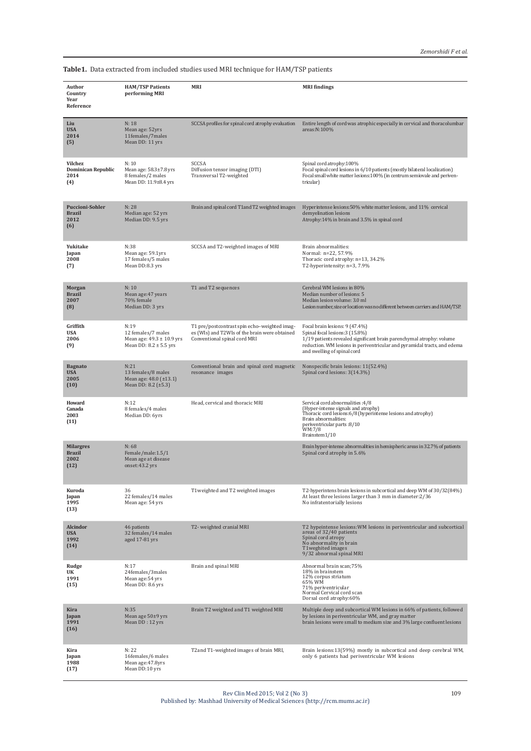**Table1.** Data extracted from included studies used MRI technique for HAM/TSP patients

| Author Country Year Reference | HAM/TSP Patients performing MRI | MRI | MRI findings |
|---|---|---|---|
| **Liu** **USA** **2014** **(5)** | N: 18 Mean age: 52yrs 11females/7males Mean DD: 11 yrs | SCCSA profiles for spinal cord atrophy evaluation | Entire length of cord was atrophic especially in cervical and thoracolumbar areas:N:100% |
| **Vilchez** **Dominican Republic** **2014** **(4)** | N: 10 Mean age: 58.3±7.8yrs 8 females/2 males Mean DD: 11.9±8.4 yrs | SCCSA Diffusion tensor imaging (DTI) Transversal T2-weighted | Spinal cord atrophy:100% Focal spinal cord lesions in 6/10 patients (mostly bilateral localization) Focal small white matter lesions:100% (in centrum semiovale and periventricular) |
| **Puccioni-Sohler** **Brazil** **2012** **(6)** | N: 28 Median age: 52 yrs Median DD: 9.5 yrs | Brain and spinal cord T1and T2 weighted images | Hyperintense lesions:50% white matter lesions, and 11% cervical demyelination lesions Atrophy:14% in brain and 3.5% in spinal cord |
| **Yukitake** **Japan** **2008** **(7)** | N:38 Mean age: 59.1yrs 17 females/5 males Mean DD:8.3 yrs | SCCSA and T2-weighted images of MRI | Brain abnormalities: Normal: n=22, 57.9% Thoracic cord atrophy: n=13, 34.2% T2-hyperintensity: n=3, 7.9% |
| **Morgan** **Brazil** **2007** **(8)** | N: 10 Mean age:47 years 70% female Median DD: 3 yrs | T1 and T2 sequences | Cerebral WM lesions in 80% Median number of lesions: 5 Median lesion volume: 3.0 ml Lesion number, size or location was no different between carriers and HAM/TSP. |
| **Griffith** **USA** **2006** **(9)** | N:19 12 females/7 males Mean age: 49.3 ± 10.9 yrs Mean DD: 8.2 ± 5.5 yrs | T1 pre/postcontrast spin echo–weighted images (WIs) and T2WIs of the brain were obtained Conventional spinal cord MRI | Focal brain lesions: 9 (47.4%) Spinal focal lesions:3 (15.8%) 1/19 patients revealed significant brain parenchymal atrophy: volume reduction. WM lesions in periventricular and pyramidal tracts, and edema and swelling of spinal cord |
| **Bagnato** **USA** **2005** **(10)** | N:21 13 females/8 males Mean age: 48.0 (±13.1) Mean DD: 8.2 (±5.3) | Conventional brain and spinal cord magnetic resonance images | Nonspecific brain lesions: 11(52.4%) Spinal cord lesions: 3(14.3%) |
| **Howard** **Canada** **2003** **(11)** | N:12 8 females/4 males Median DD: 6yrs | Head, cervical and thoracic MRI | Servical cord abnormalities :4/8 (Hyper-intense signals and atrophy) Thoracic cord lesions:6/8 (hyperintense lesions and atrophy) Brain abnormalities: periventricular parts :8/10 WM:7/8 Brainstem1/10 |
| **Milargres** **Brazil** **2002** **(12)** | N: 68 Female/male:1.5/1 Mean age at disease onset:43.2 yrs | | Brain hyper-intense abnormalities in hemispheric areas in 32.7% of patients Spinal cord atrophy in 5.6% |
| **Kuroda** **Japan** **1995** **(13)** | 36 22 females/14 males Mean age: 54 yrs | T1weighted and T2 weighted images | T2-hyperintens brain lesions in subcortical and deep WM of 30/32(84%) At least three lesions larger than 3 mm in diameter:2/36 No infratentorially lesions |
| **Alcindor** **USA** **1992** **(14)** | 46 patients 32 females/14 males aged 17-81 yrs | T2- weighted cranial MRI | T2 hypeintense lesions:WM lesions in periventricular and subcortical areas of 32/40 patients Spinal cord atropy No abnormality in brain T1weghited images 9/32 abnormal spinal MRI |
| **Rudge** **UK** **1991** **(15)** | N:17 24females/3males Mean age:54 yrs Mean DD: 8.6 yrs | Brain and spinal MRI | Abnormal brain scan;75% 18% in brainstem 12% corpus striatum 65% WM 71% periventricular Normal Cervical cord scan Dorsal cord atrophy:60% |
| **Kira** **Japan** **1991** **(16)** | N:35 Mean age 50±9 yrs Mean DD : 12 yrs | Brain T2 weighted and T1 weighted MRI | Multiple deep and subcortical WM lesions in 66% of patients, followed by lesions in periventricular WM, and gray matter brain lesions were small to medium size and 3% large confluent lesions |
| **Kira** **Japan** **1988** **(17)** | N: 22 16females/6 males Mean age:47.8yrs Mean DD:10 yrs | T2and T1-weighted images of brain MRI, | Brain lesions:13(59%) mostly in subcortical and deep cerebral WM, only 6 patients had periventricular WM lesions |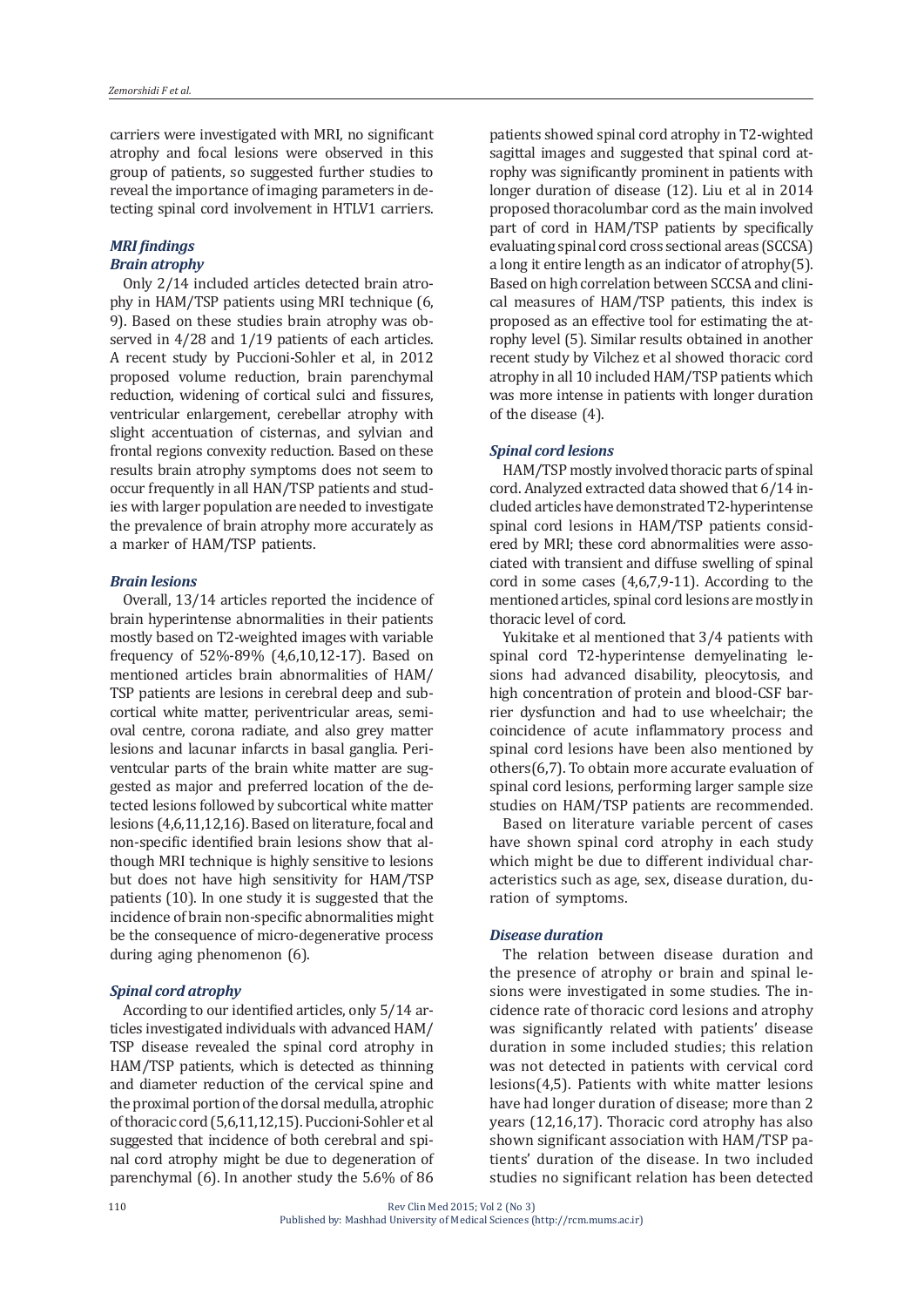carriers were investigated with MRI, no significant atrophy and focal lesions were observed in this group of patients, so suggested further studies to reveal the importance of imaging parameters in detecting spinal cord involvement in HTLV1 carriers.

### *MRI findings*

#### *Brain atrophy*

Only 2/14 included articles detected brain atrophy in HAM/TSP patients using MRI technique (6, 9). Based on these studies brain atrophy was observed in 4/28 and 1/19 patients of each articles. A recent study by Puccioni-Sohler et al, in 2012 proposed volume reduction, brain parenchymal reduction, widening of cortical sulci and fissures, ventricular enlargement, cerebellar atrophy with slight accentuation of cisternas, and sylvian and frontal regions convexity reduction. Based on these results brain atrophy symptoms does not seem to occur frequently in all HAN/TSP patients and studies with larger population are needed to investigate the prevalence of brain atrophy more accurately as a marker of HAM/TSP patients.

#### *Brain lesions*

Overall, 13/14 articles reported the incidence of brain hyperintense abnormalities in their patients mostly based on T2-weighted images with variable frequency of 52%-89% (4,6,10,12-17). Based on mentioned articles brain abnormalities of HAM/TSP patients are lesions in cerebral deep and subcortical white matter, periventricular areas, semioval centre, corona radiate, and also grey matter lesions and lacunar infarcts in basal ganglia. Periventcular parts of the brain white matter are suggested as major and preferred location of the detected lesions followed by subcortical white matter lesions (4,6,11,12,16). Based on literature, focal and non-specific identified brain lesions show that although MRI technique is highly sensitive to lesions but does not have high sensitivity for HAM/TSP patients (10). In one study it is suggested that the incidence of brain non-specific abnormalities might be the consequence of micro-degenerative process during aging phenomenon (6).

#### *Spinal cord atrophy*

According to our identified articles, only 5/14 articles investigated individuals with advanced HAM/TSP disease revealed the spinal cord atrophy in HAM/TSP patients, which is detected as thinning and diameter reduction of the cervical spine and the proximal portion of the dorsal medulla, atrophic of thoracic cord (5,6,11,12,15). Puccioni-Sohler et al suggested that incidence of both cerebral and spinal cord atrophy might be due to degeneration of parenchymal (6). In another study the 5.6% of 86 patients showed spinal cord atrophy in T2-wighted sagittal images and suggested that spinal cord atrophy was significantly prominent in patients with longer duration of disease (12). Liu et al in 2014 proposed thoracolumbar cord as the main involved part of cord in HAM/TSP patients by specifically evaluating spinal cord cross sectional areas (SCCSA) a long it entire length as an indicator of atrophy(5). Based on high correlation between SCCSA and clinical measures of HAM/TSP patients, this index is proposed as an effective tool for estimating the atrophy level (5). Similar results obtained in another recent study by Vilchez et al showed thoracic cord atrophy in all 10 included HAM/TSP patients which was more intense in patients with longer duration of the disease (4).

#### *Spinal cord lesions*

HAM/TSP mostly involved thoracic parts of spinal cord. Analyzed extracted data showed that 6/14 included articles have demonstrated T2-hyperintense spinal cord lesions in HAM/TSP patients considered by MRI; these cord abnormalities were associated with transient and diffuse swelling of spinal cord in some cases (4,6,7,9-11). According to the mentioned articles, spinal cord lesions are mostly in thoracic level of cord.

Yukitake et al mentioned that 3/4 patients with spinal cord T2-hyperintense demyelinating lesions had advanced disability, pleocytosis, and high concentration of protein and blood-CSF barrier dysfunction and had to use wheelchair; the coincidence of acute inflammatory process and spinal cord lesions have been also mentioned by others(6,7). To obtain more accurate evaluation of spinal cord lesions, performing larger sample size studies on HAM/TSP patients are recommended.

Based on literature variable percent of cases have shown spinal cord atrophy in each study which might be due to different individual characteristics such as age, sex, disease duration, duration of symptoms.

#### *Disease duration*

The relation between disease duration and the presence of atrophy or brain and spinal lesions were investigated in some studies. The incidence rate of thoracic cord lesions and atrophy was significantly related with patients' disease duration in some included studies; this relation was not detected in patients with cervical cord lesions(4,5). Patients with white matter lesions have had longer duration of disease; more than 2 years (12,16,17). Thoracic cord atrophy has also shown significant association with HAM/TSP patients' duration of the disease. In two included studies no significant relation has been detected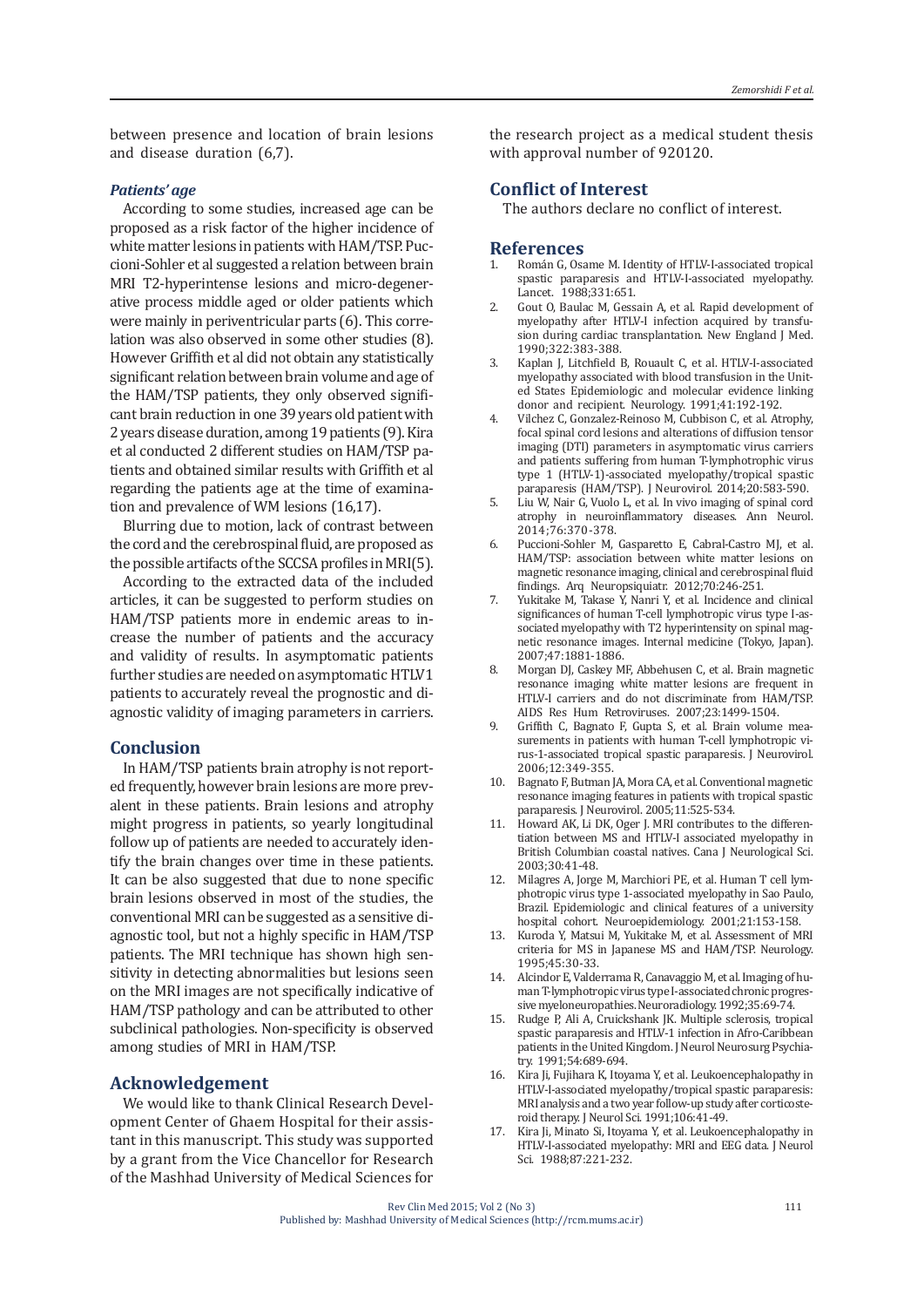between presence and location of brain lesions and disease duration (6,7).

### *Patients' age*

According to some studies, increased age can be proposed as a risk factor of the higher incidence of white matter lesions in patients with HAM/TSP. Puccioni-Sohler et al suggested a relation between brain MRI T2-hyperintense lesions and micro-degenerative process middle aged or older patients which were mainly in periventricular parts (6). This correlation was also observed in some other studies (8). However Griffith et al did not obtain any statistically significant relation between brain volume and age of the HAM/TSP patients, they only observed significant brain reduction in one 39 years old patient with 2 years disease duration, among 19 patients (9). Kira et al conducted 2 different studies on HAM/TSP patients and obtained similar results with Griffith et al regarding the patients age at the time of examination and prevalence of WM lesions (16,17).

Blurring due to motion, lack of contrast between the cord and the cerebrospinal fluid, are proposed as the possible artifacts of the SCCSA profiles in MRI(5).

According to the extracted data of the included articles, it can be suggested to perform studies on HAM/TSP patients more in endemic areas to increase the number of patients and the accuracy and validity of results. In asymptomatic patients further studies are needed on asymptomatic HTLV1 patients to accurately reveal the prognostic and diagnostic validity of imaging parameters in carriers.

## Conclusion

In HAM/TSP patients brain atrophy is not reported frequently, however brain lesions are more prevalent in these patients. Brain lesions and atrophy might progress in patients, so yearly longitudinal follow up of patients are needed to accurately identify the brain changes over time in these patients. It can be also suggested that due to none specific brain lesions observed in most of the studies, the conventional MRI can be suggested as a sensitive diagnostic tool, but not a highly specific in HAM/TSP patients. The MRI technique has shown high sensitivity in detecting abnormalities but lesions seen on the MRI images are not specifically indicative of HAM/TSP pathology and can be attributed to other subclinical pathologies. Non-specificity is observed among studies of MRI in HAM/TSP.

## Acknowledgement

We would like to thank Clinical Research Development Center of Ghaem Hospital for their assistant in this manuscript. This study was supported by a grant from the Vice Chancellor for Research of the Mashhad University of Medical Sciences for the research project as a medical student thesis with approval number of 920120.

## Conflict of Interest

The authors declare no conflict of interest.

## References

1. Román G, Osame M. Identity of HTLV-I-associated tropical spastic paraparesis and HTLV-I-associated myelopathy. Lancet. 1988;331:651.
2. Gout O, Baulac M, Gessain A, et al. Rapid development of myelopathy after HTLV-I infection acquired by transfusion during cardiac transplantation. New England J Med. 1990;322:383-388.
3. Kaplan J, Litchfield B, Rouault C, et al. HTLV-I-associated myelopathy associated with blood transfusion in the United States Epidemiologic and molecular evidence linking donor and recipient. Neurology. 1991;41:192-192.
4. Vilchez C, Gonzalez-Reinoso M, Cubbison C, et al. Atrophy, focal spinal cord lesions and alterations of diffusion tensor imaging (DTI) parameters in asymptomatic virus carriers and patients suffering from human T-lymphotrophic virus type 1 (HTLV-1)-associated myelopathy/tropical spastic paraparesis (HAM/TSP). J Neurovirol. 2014;20:583-590.
5. Liu W, Nair G, Vuolo L, et al. In vivo imaging of spinal cord atrophy in neuroinflammatory diseases. Ann Neurol. 2014;76:370-378.
6. Puccioni-Sohler M, Gasparetto E, Cabral-Castro MJ, et al. HAM/TSP: association between white matter lesions on magnetic resonance imaging, clinical and cerebrospinal fluid findings. Arq Neuropsiquiatr. 2012;70:246-251.
7. Yukitake M, Takase Y, Nanri Y, et al. Incidence and clinical significances of human T-cell lymphotropic virus type I-associated myelopathy with T2 hyperintensity on spinal magnetic resonance images. Internal medicine (Tokyo, Japan). 2007;47:1881-1886.
8. Morgan DJ, Caskey MF, Abbehusen C, et al. Brain magnetic resonance imaging white matter lesions are frequent in HTLV-I carriers and do not discriminate from HAM/TSP. AIDS Res Hum Retroviruses. 2007;23:1499-1504.
9. Griffith C, Bagnato F, Gupta S, et al. Brain volume measurements in patients with human T-cell lymphotropic virus-1-associated tropical spastic paraparesis. J Neurovirol. 2006;12:349-355.
10. Bagnato F, Butman JA, Mora CA, et al. Conventional magnetic resonance imaging features in patients with tropical spastic paraparesis. J Neurovirol. 2005;11:525-534.
11. Howard AK, Li DK, Oger J. MRI contributes to the differentiation between MS and HTLV-I associated myelopathy in British Columbian coastal natives. Cana J Neurological Sci. 2003;30:41-48.
12. Milagres A, Jorge M, Marchiori PE, et al. Human T cell lymphotropic virus type 1-associated myelopathy in Sao Paulo, Brazil. Epidemiologic and clinical features of a university hospital cohort. Neuroepidemiology. 2001;21:153-158.
13. Kuroda Y, Matsui M, Yukitake M, et al. Assessment of MRI criteria for MS in Japanese MS and HAM/TSP. Neurology. 1995;45:30-33.
14. Alcindor E, Valderrama R, Canavaggio M, et al. Imaging of human T-lymphotropic virus type I-associated chronic progressive myeloneuropathies. Neuroradiology. 1992;35:69-74.
15. Rudge P, Ali A, Cruickshank JK. Multiple sclerosis, tropical spastic paraparesis and HTLV-1 infection in Afro-Caribbean patients in the United Kingdom. J Neurol Neurosurg Psychiatry. 1991;54:689-694.
16. Kira Ji, Fujihara K, Itoyama Y, et al. Leukoencephalopathy in HTLV-I-associated myelopathy/tropical spastic paraparesis: MRI analysis and a two year follow-up study after corticosteroid therapy. J Neurol Sci. 1991;106:41-49.
17. Kira Ji, Minato Si, Itoyama Y, et al. Leukoencephalopathy in HTLV-I-associated myelopathy: MRI and EEG data. J Neurol Sci. 1988;87:221-232.